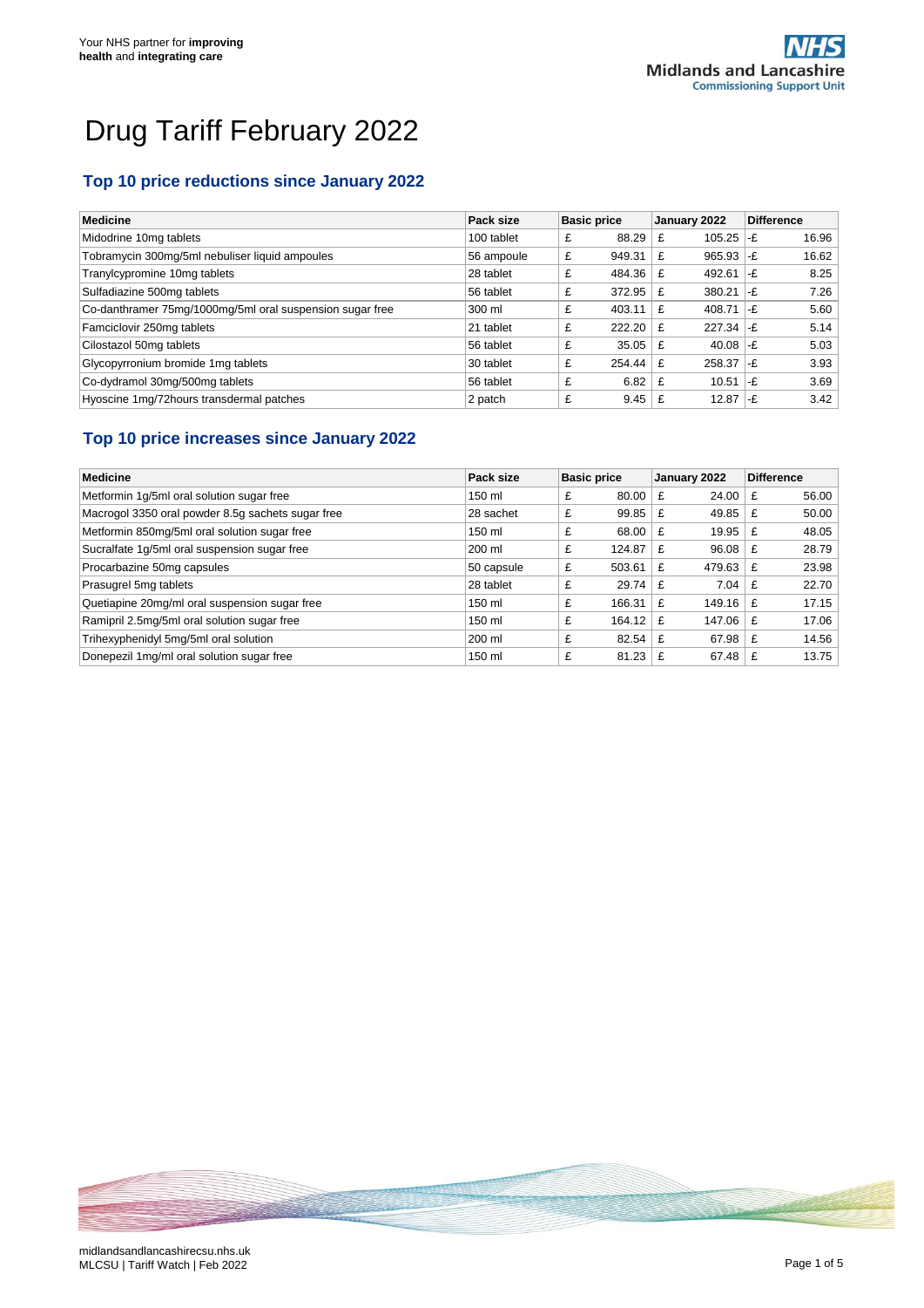Your NHS partner for **improving health** and **integrating care**

NHS Midlands and Lancashire Commissioning Support Unit

# Drug Tariff February 2022

## Top 10 price reductions since January 2022

| Medicine | Pack size | Basic price | January 2022 | Difference |
|---|---|---|---|---|
| Midodrine 10mg tablets | 100 tablet | £ 88.29 | £ 105.25 | -£ 16.96 |
| Tobramycin 300mg/5ml nebuliser liquid ampoules | 56 ampoule | £ 949.31 | £ 965.93 | -£ 16.62 |
| Tranylcypromine 10mg tablets | 28 tablet | £ 484.36 | £ 492.61 | -£ 8.25 |
| Sulfadiazine 500mg tablets | 56 tablet | £ 372.95 | £ 380.21 | -£ 7.26 |
| Co-danthramer 75mg/1000mg/5ml oral suspension sugar free | 300 ml | £ 403.11 | £ 408.71 | -£ 5.60 |
| Famciclovir 250mg tablets | 21 tablet | £ 222.20 | £ 227.34 | -£ 5.14 |
| Cilostazol 50mg tablets | 56 tablet | £ 35.05 | £ 40.08 | -£ 5.03 |
| Glycopyrronium bromide 1mg tablets | 30 tablet | £ 254.44 | £ 258.37 | -£ 3.93 |
| Co-dydramol 30mg/500mg tablets | 56 tablet | £ 6.82 | £ 10.51 | -£ 3.69 |
| Hyoscine 1mg/72hours transdermal patches | 2 patch | £ 9.45 | £ 12.87 | -£ 3.42 |

## Top 10 price increases since January 2022

| Medicine | Pack size | Basic price | January 2022 | Difference |
|---|---|---|---|---|
| Metformin 1g/5ml oral solution sugar free | 150 ml | £ 80.00 | £ 24.00 | £ 56.00 |
| Macrogol 3350 oral powder 8.5g sachets sugar free | 28 sachet | £ 99.85 | £ 49.85 | £ 50.00 |
| Metformin 850mg/5ml oral solution sugar free | 150 ml | £ 68.00 | £ 19.95 | £ 48.05 |
| Sucralfate 1g/5ml oral suspension sugar free | 200 ml | £ 124.87 | £ 96.08 | £ 28.79 |
| Procarbazine 50mg capsules | 50 capsule | £ 503.61 | £ 479.63 | £ 23.98 |
| Prasugrel 5mg tablets | 28 tablet | £ 29.74 | £ 7.04 | £ 22.70 |
| Quetiapine 20mg/ml oral suspension sugar free | 150 ml | £ 166.31 | £ 149.16 | £ 17.15 |
| Ramipril 2.5mg/5ml oral solution sugar free | 150 ml | £ 164.12 | £ 147.06 | £ 17.06 |
| Trihexyphenidyl 5mg/5ml oral solution | 200 ml | £ 82.54 | £ 67.98 | £ 14.56 |
| Donepezil 1mg/ml oral solution sugar free | 150 ml | £ 81.23 | £ 67.48 | £ 13.75 |

midlandsandlancashirecsu.nhs.uk
MLCSU | Tariff Watch | Feb 2022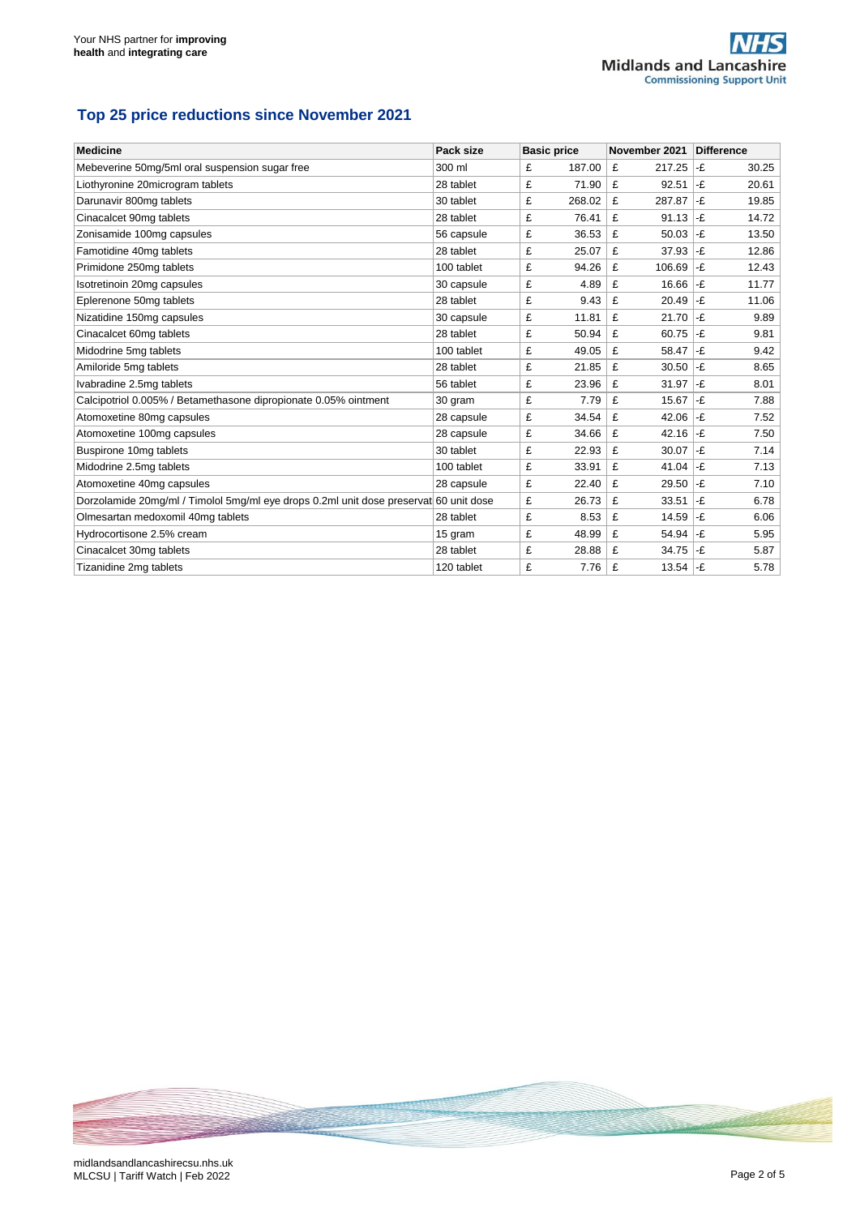## Top 25 price reductions since November 2021

| Medicine | Pack size | Basic price | November 2021 | Difference |
|---|---|---|---|---|
| Mebeverine 50mg/5ml oral suspension sugar free | 300 ml | £ 187.00 | £ 217.25 | -£ 30.25 |
| Liothyronine 20microgram tablets | 28 tablet | £ 71.90 | £ 92.51 | -£ 20.61 |
| Darunavir 800mg tablets | 30 tablet | £ 268.02 | £ 287.87 | -£ 19.85 |
| Cinacalcet 90mg tablets | 28 tablet | £ 76.41 | £ 91.13 | -£ 14.72 |
| Zonisamide 100mg capsules | 56 capsule | £ 36.53 | £ 50.03 | -£ 13.50 |
| Famotidine 40mg tablets | 28 tablet | £ 25.07 | £ 37.93 | -£ 12.86 |
| Primidone 250mg tablets | 100 tablet | £ 94.26 | £ 106.69 | -£ 12.43 |
| Isotretinoin 20mg capsules | 30 capsule | £ 4.89 | £ 16.66 | -£ 11.77 |
| Eplerenone 50mg tablets | 28 tablet | £ 9.43 | £ 20.49 | -£ 11.06 |
| Nizatidine 150mg capsules | 30 capsule | £ 11.81 | £ 21.70 | -£ 9.89 |
| Cinacalcet 60mg tablets | 28 tablet | £ 50.94 | £ 60.75 | -£ 9.81 |
| Midodrine 5mg tablets | 100 tablet | £ 49.05 | £ 58.47 | -£ 9.42 |
| Amiloride 5mg tablets | 28 tablet | £ 21.85 | £ 30.50 | -£ 8.65 |
| Ivabradine 2.5mg tablets | 56 tablet | £ 23.96 | £ 31.97 | -£ 8.01 |
| Calcipotriol 0.005% / Betamethasone dipropionate 0.05% ointment | 30 gram | £ 7.79 | £ 15.67 | -£ 7.88 |
| Atomoxetine 80mg capsules | 28 capsule | £ 34.54 | £ 42.06 | -£ 7.52 |
| Atomoxetine 100mg capsules | 28 capsule | £ 34.66 | £ 42.16 | -£ 7.50 |
| Buspirone 10mg tablets | 30 tablet | £ 22.93 | £ 30.07 | -£ 7.14 |
| Midodrine 2.5mg tablets | 100 tablet | £ 33.91 | £ 41.04 | -£ 7.13 |
| Atomoxetine 40mg capsules | 28 capsule | £ 22.40 | £ 29.50 | -£ 7.10 |
| Dorzolamide 20mg/ml / Timolol 5mg/ml eye drops 0.2ml unit dose preservat | 60 unit dose | £ 26.73 | £ 33.51 | -£ 6.78 |
| Olmesartan medoxomil 40mg tablets | 28 tablet | £ 8.53 | £ 14.59 | -£ 6.06 |
| Hydrocortisone 2.5% cream | 15 gram | £ 48.99 | £ 54.94 | -£ 5.95 |
| Cinacalcet 30mg tablets | 28 tablet | £ 28.88 | £ 34.75 | -£ 5.87 |
| Tizanidine 2mg tablets | 120 tablet | £ 7.76 | £ 13.54 | -£ 5.78 |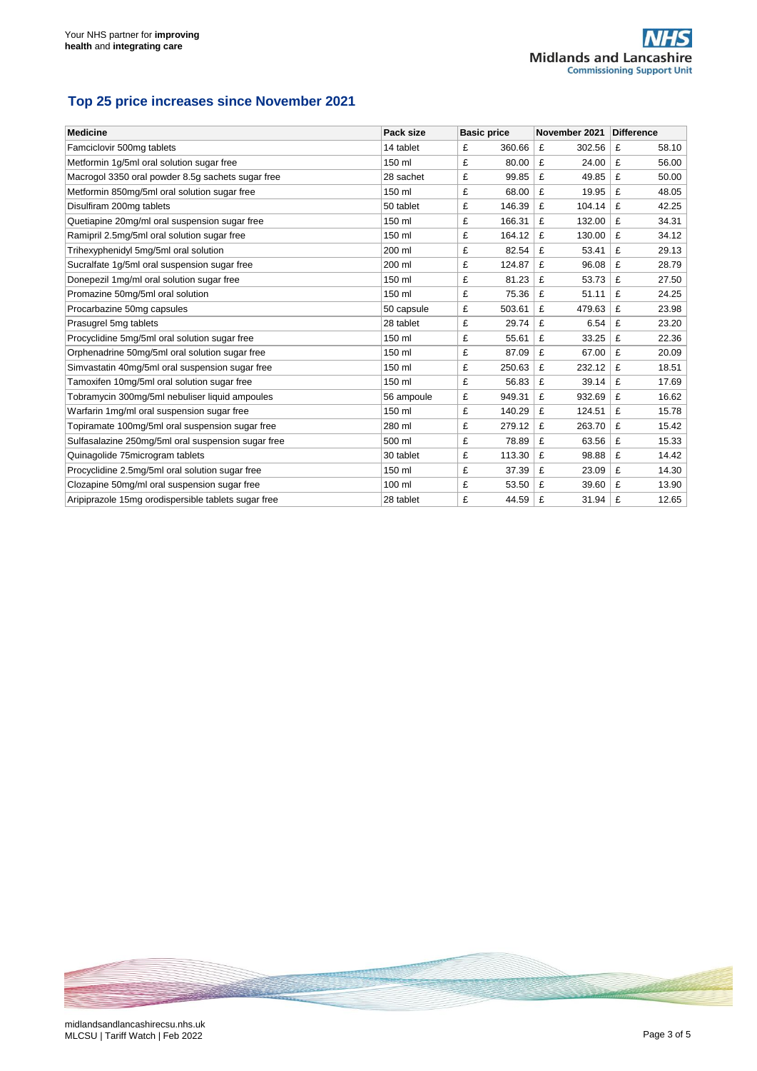## Top 25 price increases since November 2021

| Medicine | Pack size | Basic price | November 2021 | Difference |
|---|---|---|---|---|
| Famciclovir 500mg tablets | 14 tablet | £ 360.66 | £ 302.56 | £ 58.10 |
| Metformin 1g/5ml oral solution sugar free | 150 ml | £ 80.00 | £ 24.00 | £ 56.00 |
| Macrogol 3350 oral powder 8.5g sachets sugar free | 28 sachet | £ 99.85 | £ 49.85 | £ 50.00 |
| Metformin 850mg/5ml oral solution sugar free | 150 ml | £ 68.00 | £ 19.95 | £ 48.05 |
| Disulfiram 200mg tablets | 50 tablet | £ 146.39 | £ 104.14 | £ 42.25 |
| Quetiapine 20mg/ml oral suspension sugar free | 150 ml | £ 166.31 | £ 132.00 | £ 34.31 |
| Ramipril 2.5mg/5ml oral solution sugar free | 150 ml | £ 164.12 | £ 130.00 | £ 34.12 |
| Trihexyphenidyl 5mg/5ml oral solution | 200 ml | £ 82.54 | £ 53.41 | £ 29.13 |
| Sucralfate 1g/5ml oral suspension sugar free | 200 ml | £ 124.87 | £ 96.08 | £ 28.79 |
| Donepezil 1mg/ml oral solution sugar free | 150 ml | £ 81.23 | £ 53.73 | £ 27.50 |
| Promazine 50mg/5ml oral solution | 150 ml | £ 75.36 | £ 51.11 | £ 24.25 |
| Procarbazine 50mg capsules | 50 capsule | £ 503.61 | £ 479.63 | £ 23.98 |
| Prasugrel 5mg tablets | 28 tablet | £ 29.74 | £ 6.54 | £ 23.20 |
| Procyclidine 5mg/5ml oral solution sugar free | 150 ml | £ 55.61 | £ 33.25 | £ 22.36 |
| Orphenadrine 50mg/5ml oral solution sugar free | 150 ml | £ 87.09 | £ 67.00 | £ 20.09 |
| Simvastatin 40mg/5ml oral suspension sugar free | 150 ml | £ 250.63 | £ 232.12 | £ 18.51 |
| Tamoxifen 10mg/5ml oral solution sugar free | 150 ml | £ 56.83 | £ 39.14 | £ 17.69 |
| Tobramycin 300mg/5ml nebuliser liquid ampoules | 56 ampoule | £ 949.31 | £ 932.69 | £ 16.62 |
| Warfarin 1mg/ml oral suspension sugar free | 150 ml | £ 140.29 | £ 124.51 | £ 15.78 |
| Topiramate 100mg/5ml oral suspension sugar free | 280 ml | £ 279.12 | £ 263.70 | £ 15.42 |
| Sulfasalazine 250mg/5ml oral suspension sugar free | 500 ml | £ 78.89 | £ 63.56 | £ 15.33 |
| Quinagolide 75microgram tablets | 30 tablet | £ 113.30 | £ 98.88 | £ 14.42 |
| Procyclidine 2.5mg/5ml oral solution sugar free | 150 ml | £ 37.39 | £ 23.09 | £ 14.30 |
| Clozapine 50mg/ml oral suspension sugar free | 100 ml | £ 53.50 | £ 39.60 | £ 13.90 |
| Aripiprazole 15mg orodispersible tablets sugar free | 28 tablet | £ 44.59 | £ 31.94 | £ 12.65 |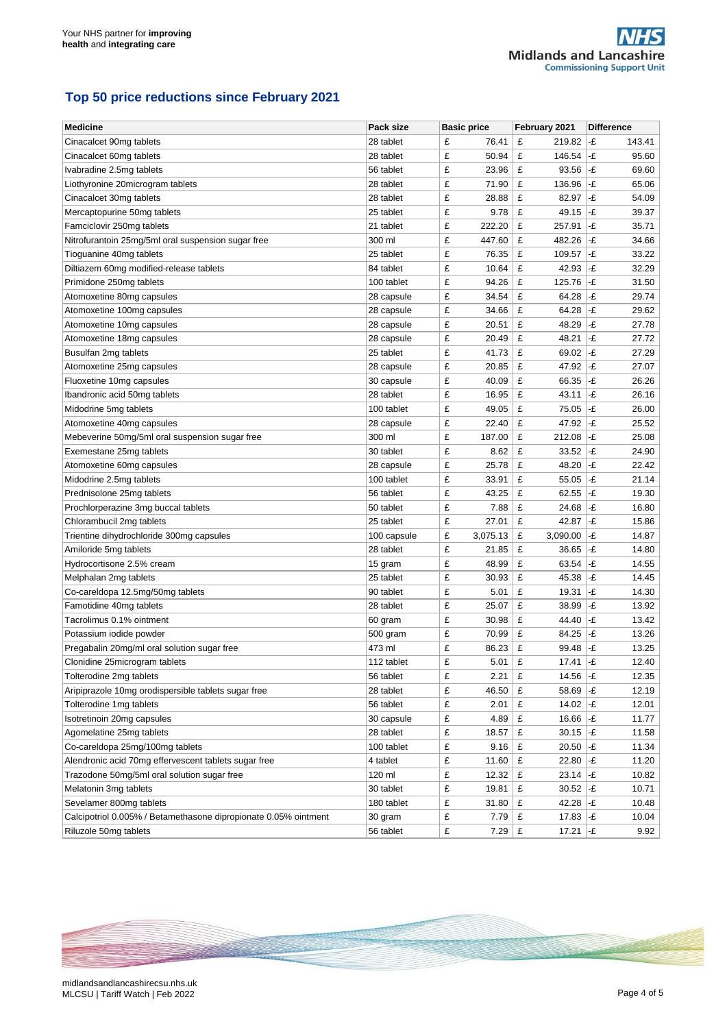## Top 50 price reductions since February 2021

| Medicine | Pack size | Basic price | February 2021 | Difference |
|---|---|---|---|---|
| Cinacalcet 90mg tablets | 28 tablet | £ 76.41 | £ 219.82 | -£ 143.41 |
| Cinacalcet 60mg tablets | 28 tablet | £ 50.94 | £ 146.54 | -£ 95.60 |
| Ivabradine 2.5mg tablets | 56 tablet | £ 23.96 | £ 93.56 | -£ 69.60 |
| Liothyronine 20microgram tablets | 28 tablet | £ 71.90 | £ 136.96 | -£ 65.06 |
| Cinacalcet 30mg tablets | 28 tablet | £ 28.88 | £ 82.97 | -£ 54.09 |
| Mercaptopurine 50mg tablets | 25 tablet | £ 9.78 | £ 49.15 | -£ 39.37 |
| Famciclovir 250mg tablets | 21 tablet | £ 222.20 | £ 257.91 | -£ 35.71 |
| Nitrofurantoin 25mg/5ml oral suspension sugar free | 300 ml | £ 447.60 | £ 482.26 | -£ 34.66 |
| Tioguanine 40mg tablets | 25 tablet | £ 76.35 | £ 109.57 | -£ 33.22 |
| Diltiazem 60mg modified-release tablets | 84 tablet | £ 10.64 | £ 42.93 | -£ 32.29 |
| Primidone 250mg tablets | 100 tablet | £ 94.26 | £ 125.76 | -£ 31.50 |
| Atomoxetine 80mg capsules | 28 capsule | £ 34.54 | £ 64.28 | -£ 29.74 |
| Atomoxetine 100mg capsules | 28 capsule | £ 34.66 | £ 64.28 | -£ 29.62 |
| Atomoxetine 10mg capsules | 28 capsule | £ 20.51 | £ 48.29 | -£ 27.78 |
| Atomoxetine 18mg capsules | 28 capsule | £ 20.49 | £ 48.21 | -£ 27.72 |
| Busulfan 2mg tablets | 25 tablet | £ 41.73 | £ 69.02 | -£ 27.29 |
| Atomoxetine 25mg capsules | 28 capsule | £ 20.85 | £ 47.92 | -£ 27.07 |
| Fluoxetine 10mg capsules | 30 capsule | £ 40.09 | £ 66.35 | -£ 26.26 |
| Ibandronic acid 50mg tablets | 28 tablet | £ 16.95 | £ 43.11 | -£ 26.16 |
| Midodrine 5mg tablets | 100 tablet | £ 49.05 | £ 75.05 | -£ 26.00 |
| Atomoxetine 40mg capsules | 28 capsule | £ 22.40 | £ 47.92 | -£ 25.52 |
| Mebeverine 50mg/5ml oral suspension sugar free | 300 ml | £ 187.00 | £ 212.08 | -£ 25.08 |
| Exemestane 25mg tablets | 30 tablet | £ 8.62 | £ 33.52 | -£ 24.90 |
| Atomoxetine 60mg capsules | 28 capsule | £ 25.78 | £ 48.20 | -£ 22.42 |
| Midodrine 2.5mg tablets | 100 tablet | £ 33.91 | £ 55.05 | -£ 21.14 |
| Prednisolone 25mg tablets | 56 tablet | £ 43.25 | £ 62.55 | -£ 19.30 |
| Prochlorperazine 3mg buccal tablets | 50 tablet | £ 7.88 | £ 24.68 | -£ 16.80 |
| Chlorambucil 2mg tablets | 25 tablet | £ 27.01 | £ 42.87 | -£ 15.86 |
| Trientine dihydrochloride 300mg capsules | 100 capsule | £ 3,075.13 | £ 3,090.00 | -£ 14.87 |
| Amiloride 5mg tablets | 28 tablet | £ 21.85 | £ 36.65 | -£ 14.80 |
| Hydrocortisone 2.5% cream | 15 gram | £ 48.99 | £ 63.54 | -£ 14.55 |
| Melphalan 2mg tablets | 25 tablet | £ 30.93 | £ 45.38 | -£ 14.45 |
| Co-careldopa 12.5mg/50mg tablets | 90 tablet | £ 5.01 | £ 19.31 | -£ 14.30 |
| Famotidine 40mg tablets | 28 tablet | £ 25.07 | £ 38.99 | -£ 13.92 |
| Tacrolimus 0.1% ointment | 60 gram | £ 30.98 | £ 44.40 | -£ 13.42 |
| Potassium iodide powder | 500 gram | £ 70.99 | £ 84.25 | -£ 13.26 |
| Pregabalin 20mg/ml oral solution sugar free | 473 ml | £ 86.23 | £ 99.48 | -£ 13.25 |
| Clonidine 25microgram tablets | 112 tablet | £ 5.01 | £ 17.41 | -£ 12.40 |
| Tolterodine 2mg tablets | 56 tablet | £ 2.21 | £ 14.56 | -£ 12.35 |
| Aripiprazole 10mg orodispersible tablets sugar free | 28 tablet | £ 46.50 | £ 58.69 | -£ 12.19 |
| Tolterodine 1mg tablets | 56 tablet | £ 2.01 | £ 14.02 | -£ 12.01 |
| Isotretinoin 20mg capsules | 30 capsule | £ 4.89 | £ 16.66 | -£ 11.77 |
| Agomelatine 25mg tablets | 28 tablet | £ 18.57 | £ 30.15 | -£ 11.58 |
| Co-careldopa 25mg/100mg tablets | 100 tablet | £ 9.16 | £ 20.50 | -£ 11.34 |
| Alendronic acid 70mg effervescent tablets sugar free | 4 tablet | £ 11.60 | £ 22.80 | -£ 11.20 |
| Trazodone 50mg/5ml oral solution sugar free | 120 ml | £ 12.32 | £ 23.14 | -£ 10.82 |
| Melatonin 3mg tablets | 30 tablet | £ 19.81 | £ 30.52 | -£ 10.71 |
| Sevelamer 800mg tablets | 180 tablet | £ 31.80 | £ 42.28 | -£ 10.48 |
| Calcipotriol 0.005% / Betamethasone dipropionate 0.05% ointment | 30 gram | £ 7.79 | £ 17.83 | -£ 10.04 |
| Riluzole 50mg tablets | 56 tablet | £ 7.29 | £ 17.21 | -£ 9.92 |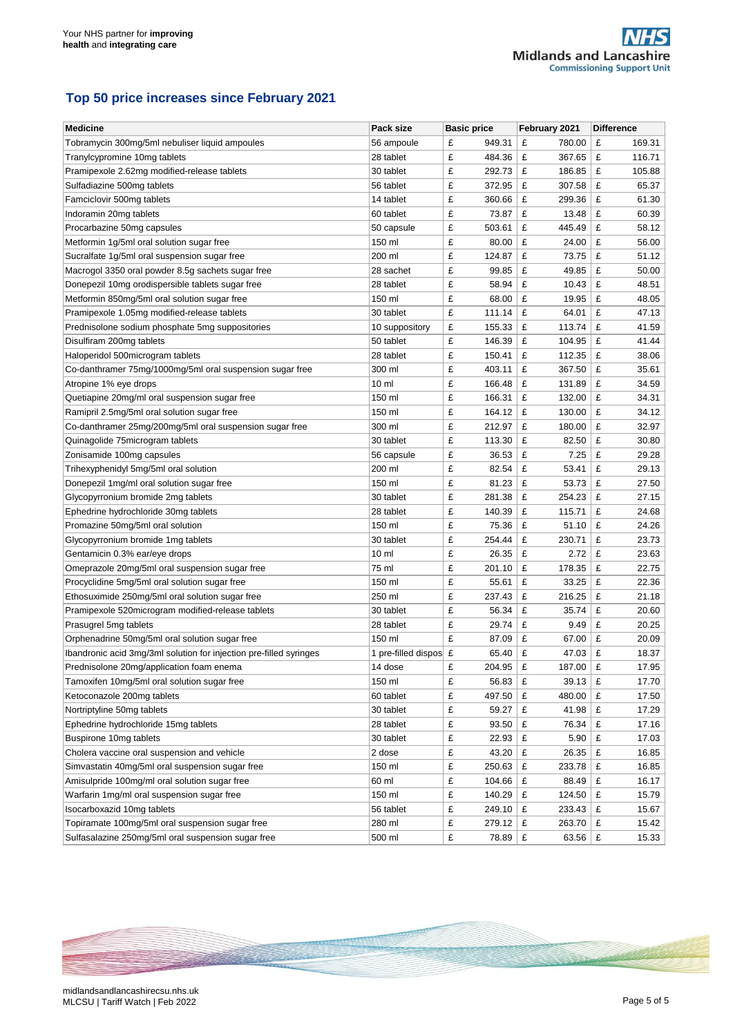## Top 50 price increases since February 2021

| Medicine | Pack size | Basic price | February 2021 | Difference |
|---|---|---|---|---|
| Tobramycin 300mg/5ml nebuliser liquid ampoules | 56 ampoule | £ 949.31 | £ 780.00 | £ 169.31 |
| Tranylcypromine 10mg tablets | 28 tablet | £ 484.36 | £ 367.65 | £ 116.71 |
| Pramipexole 2.62mg modified-release tablets | 30 tablet | £ 292.73 | £ 186.85 | £ 105.88 |
| Sulfadiazine 500mg tablets | 56 tablet | £ 372.95 | £ 307.58 | £ 65.37 |
| Famciclovir 500mg tablets | 14 tablet | £ 360.66 | £ 299.36 | £ 61.30 |
| Indoramin 20mg tablets | 60 tablet | £ 73.87 | £ 13.48 | £ 60.39 |
| Procarbazine 50mg capsules | 50 capsule | £ 503.61 | £ 445.49 | £ 58.12 |
| Metformin 1g/5ml oral solution sugar free | 150 ml | £ 80.00 | £ 24.00 | £ 56.00 |
| Sucralfate 1g/5ml oral suspension sugar free | 200 ml | £ 124.87 | £ 73.75 | £ 51.12 |
| Macrogol 3350 oral powder 8.5g sachets sugar free | 28 sachet | £ 99.85 | £ 49.85 | £ 50.00 |
| Donepezil 10mg orodispersible tablets sugar free | 28 tablet | £ 58.94 | £ 10.43 | £ 48.51 |
| Metformin 850mg/5ml oral solution sugar free | 150 ml | £ 68.00 | £ 19.95 | £ 48.05 |
| Pramipexole 1.05mg modified-release tablets | 30 tablet | £ 111.14 | £ 64.01 | £ 47.13 |
| Prednisolone sodium phosphate 5mg suppositories | 10 suppository | £ 155.33 | £ 113.74 | £ 41.59 |
| Disulfiram 200mg tablets | 50 tablet | £ 146.39 | £ 104.95 | £ 41.44 |
| Haloperidol 500microgram tablets | 28 tablet | £ 150.41 | £ 112.35 | £ 38.06 |
| Co-danthramer 75mg/1000mg/5ml oral suspension sugar free | 300 ml | £ 403.11 | £ 367.50 | £ 35.61 |
| Atropine 1% eye drops | 10 ml | £ 166.48 | £ 131.89 | £ 34.59 |
| Quetiapine 20mg/ml oral suspension sugar free | 150 ml | £ 166.31 | £ 132.00 | £ 34.31 |
| Ramipril 2.5mg/5ml oral solution sugar free | 150 ml | £ 164.12 | £ 130.00 | £ 34.12 |
| Co-danthramer 25mg/200mg/5ml oral suspension sugar free | 300 ml | £ 212.97 | £ 180.00 | £ 32.97 |
| Quinagolide 75microgram tablets | 30 tablet | £ 113.30 | £ 82.50 | £ 30.80 |
| Zonisamide 100mg capsules | 56 capsule | £ 36.53 | £ 7.25 | £ 29.28 |
| Trihexyphenidyl 5mg/5ml oral solution | 200 ml | £ 82.54 | £ 53.41 | £ 29.13 |
| Donepezil 1mg/ml oral solution sugar free | 150 ml | £ 81.23 | £ 53.73 | £ 27.50 |
| Glycopyrronium bromide 2mg tablets | 30 tablet | £ 281.38 | £ 254.23 | £ 27.15 |
| Ephedrine hydrochloride 30mg tablets | 28 tablet | £ 140.39 | £ 115.71 | £ 24.68 |
| Promazine 50mg/5ml oral solution | 150 ml | £ 75.36 | £ 51.10 | £ 24.26 |
| Glycopyrronium bromide 1mg tablets | 30 tablet | £ 254.44 | £ 230.71 | £ 23.73 |
| Gentamicin 0.3% ear/eye drops | 10 ml | £ 26.35 | £ 2.72 | £ 23.63 |
| Omeprazole 20mg/5ml oral suspension sugar free | 75 ml | £ 201.10 | £ 178.35 | £ 22.75 |
| Procyclidine 5mg/5ml oral solution sugar free | 150 ml | £ 55.61 | £ 33.25 | £ 22.36 |
| Ethosuximide 250mg/5ml oral solution sugar free | 250 ml | £ 237.43 | £ 216.25 | £ 21.18 |
| Pramipexole 520microgram modified-release tablets | 30 tablet | £ 56.34 | £ 35.74 | £ 20.60 |
| Prasugrel 5mg tablets | 28 tablet | £ 29.74 | £ 9.49 | £ 20.25 |
| Orphenadrine 50mg/5ml oral solution sugar free | 150 ml | £ 87.09 | £ 67.00 | £ 20.09 |
| Ibandronic acid 3mg/3ml solution for injection pre-filled syringes | 1 pre-filled dispos | £ 65.40 | £ 47.03 | £ 18.37 |
| Prednisolone 20mg/application foam enema | 14 dose | £ 204.95 | £ 187.00 | £ 17.95 |
| Tamoxifen 10mg/5ml oral solution sugar free | 150 ml | £ 56.83 | £ 39.13 | £ 17.70 |
| Ketoconazole 200mg tablets | 60 tablet | £ 497.50 | £ 480.00 | £ 17.50 |
| Nortriptyline 50mg tablets | 30 tablet | £ 59.27 | £ 41.98 | £ 17.29 |
| Ephedrine hydrochloride 15mg tablets | 28 tablet | £ 93.50 | £ 76.34 | £ 17.16 |
| Buspirone 10mg tablets | 30 tablet | £ 22.93 | £ 5.90 | £ 17.03 |
| Cholera vaccine oral suspension and vehicle | 2 dose | £ 43.20 | £ 26.35 | £ 16.85 |
| Simvastatin 40mg/5ml oral suspension sugar free | 150 ml | £ 250.63 | £ 233.78 | £ 16.85 |
| Amisulpride 100mg/ml oral solution sugar free | 60 ml | £ 104.66 | £ 88.49 | £ 16.17 |
| Warfarin 1mg/ml oral suspension sugar free | 150 ml | £ 140.29 | £ 124.50 | £ 15.79 |
| Isocarboxazid 10mg tablets | 56 tablet | £ 249.10 | £ 233.43 | £ 15.67 |
| Topiramate 100mg/5ml oral suspension sugar free | 280 ml | £ 279.12 | £ 263.70 | £ 15.42 |
| Sulfasalazine 250mg/5ml oral suspension sugar free | 500 ml | £ 78.89 | £ 63.56 | £ 15.33 |